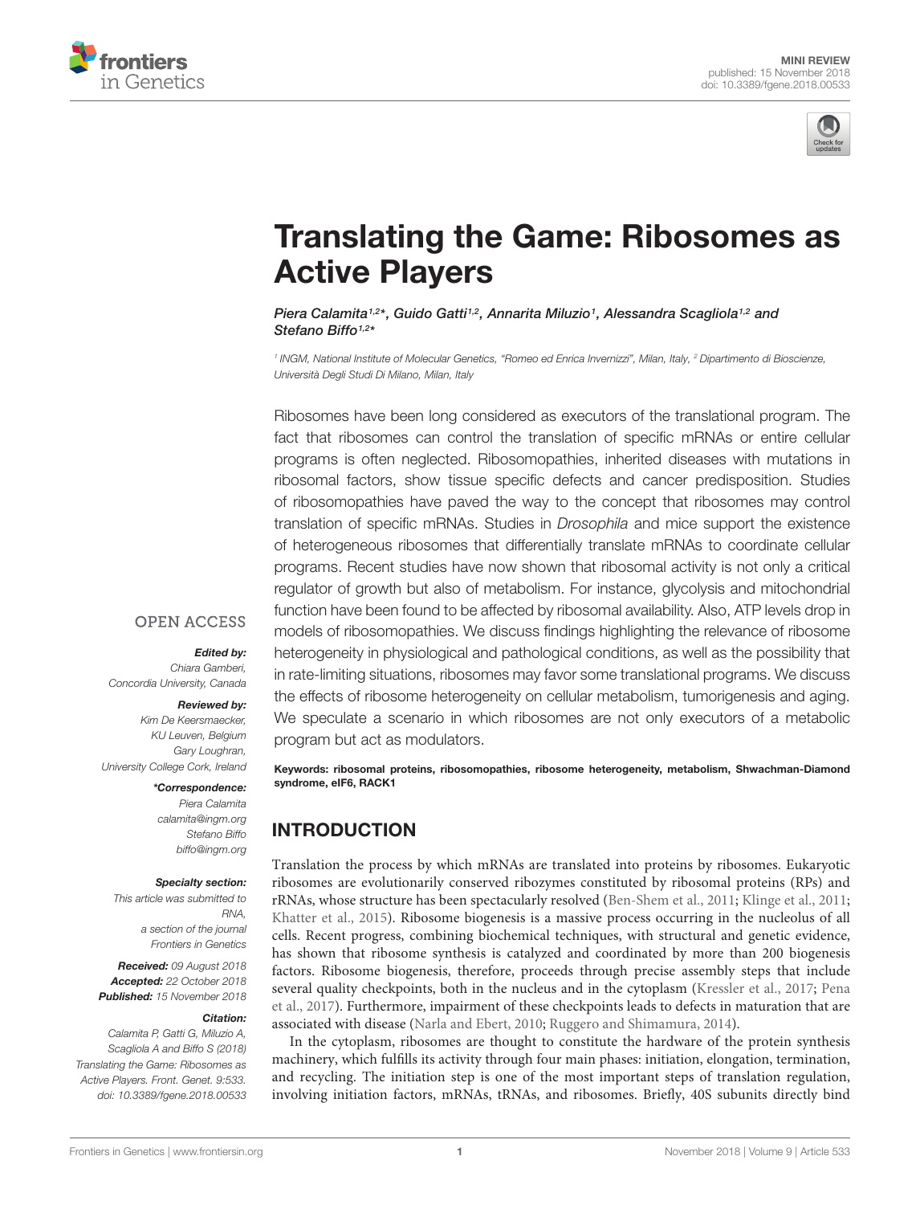MINI REVIEW
published: 15 November 2018
doi: 10.3389/fgene.2018.00533

# Translating the Game: Ribosomes as Active Players

*Piera Calamita[1,2]\*, Guido Gatti[1,2], Annarita Miluzio[1], Alessandra Scagliola[1,2] and Stefano Biffo[1,2]\**

[1] *INGM, National Institute of Molecular Genetics, "Romeo ed Enrica Invernizzi", Milan, Italy,* [2] *Dipartimento di Bioscienze, Università Degli Studi Di Milano, Milan, Italy*

Ribosomes have been long considered as executors of the translational program. The fact that ribosomes can control the translation of specific mRNAs or entire cellular programs is often neglected. Ribosomopathies, inherited diseases with mutations in ribosomal factors, show tissue specific defects and cancer predisposition. Studies of ribosomopathies have paved the way to the concept that ribosomes may control translation of specific mRNAs. Studies in *Drosophila* and mice support the existence of heterogeneous ribosomes that differentially translate mRNAs to coordinate cellular programs. Recent studies have now shown that ribosomal activity is not only a critical regulator of growth but also of metabolism. For instance, glycolysis and mitochondrial function have been found to be affected by ribosomal availability. Also, ATP levels drop in models of ribosomopathies. We discuss findings highlighting the relevance of ribosome heterogeneity in physiological and pathological conditions, as well as the possibility that in rate-limiting situations, ribosomes may favor some translational programs. We discuss the effects of ribosome heterogeneity on cellular metabolism, tumorigenesis and aging. We speculate a scenario in which ribosomes are not only executors of a metabolic program but act as modulators.

**Keywords: ribosomal proteins, ribosomopathies, ribosome heterogeneity, metabolism, Shwachman-Diamond syndrome, eIF6, RACK1**

OPEN ACCESS

***Edited by:***
Chiara Gamberi,
Concordia University, Canada

***Reviewed by:***
Kim De Keersmaecker,
KU Leuven, Belgium
Gary Loughran,
University College Cork, Ireland

***\*Correspondence:***
Piera Calamita
calamita@ingm.org
Stefano Biffo
biffo@ingm.org

***Specialty section:***
This article was submitted to RNA, a section of the journal Frontiers in Genetics

***Received:*** 09 August 2018
***Accepted:*** 22 October 2018
***Published:*** 15 November 2018

***Citation:***
Calamita P, Gatti G, Miluzio A, Scagliola A and Biffo S (2018) Translating the Game: Ribosomes as Active Players. Front. Genet. 9:533. doi: 10.3389/fgene.2018.00533

## INTRODUCTION

Translation the process by which mRNAs are translated into proteins by ribosomes. Eukaryotic ribosomes are evolutionarily conserved ribozymes constituted by ribosomal proteins (RPs) and rRNAs, whose structure has been spectacularly resolved (Ben-Shem et al., 2011; Klinge et al., 2011; Khatter et al., 2015). Ribosome biogenesis is a massive process occurring in the nucleolus of all cells. Recent progress, combining biochemical techniques, with structural and genetic evidence, has shown that ribosome synthesis is catalyzed and coordinated by more than 200 biogenesis factors. Ribosome biogenesis, therefore, proceeds through precise assembly steps that include several quality checkpoints, both in the nucleus and in the cytoplasm (Kressler et al., 2017; Pena et al., 2017). Furthermore, impairment of these checkpoints leads to defects in maturation that are associated with disease (Narla and Ebert, 2010; Ruggero and Shimamura, 2014).

In the cytoplasm, ribosomes are thought to constitute the hardware of the protein synthesis machinery, which fulfills its activity through four main phases: initiation, elongation, termination, and recycling. The initiation step is one of the most important steps of translation regulation, involving initiation factors, mRNAs, tRNAs, and ribosomes. Briefly, 40S subunits directly bind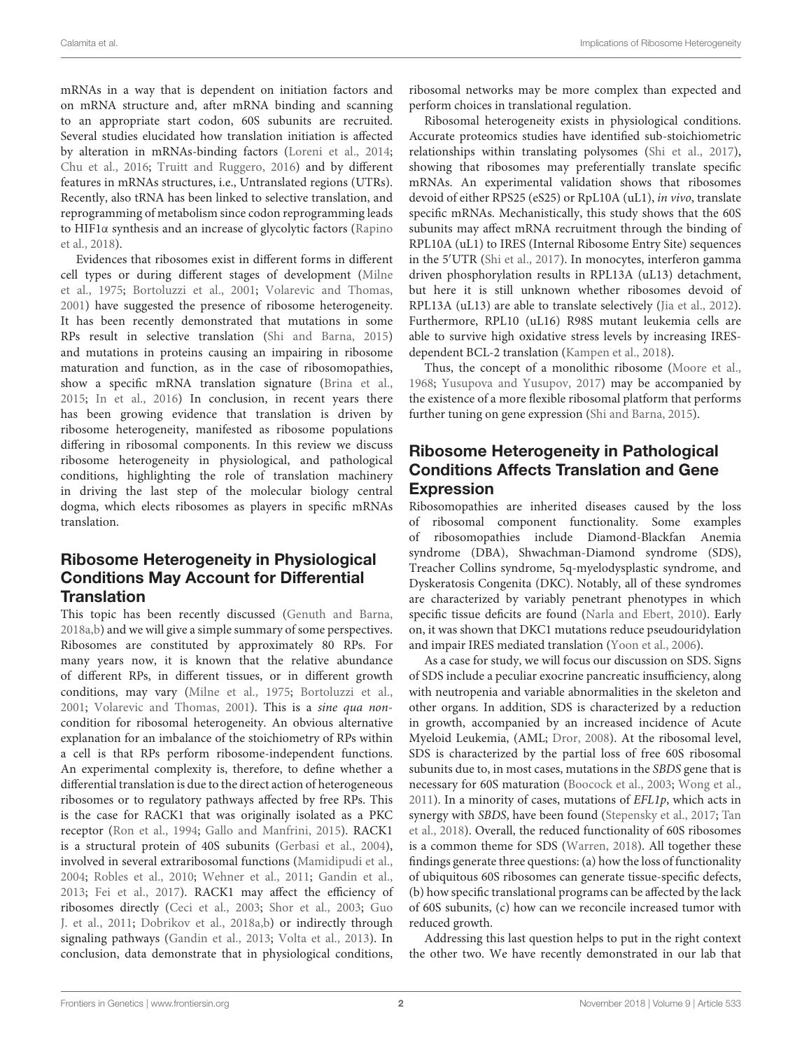mRNAs in a way that is dependent on initiation factors and on mRNA structure and, after mRNA binding and scanning to an appropriate start codon, 60S subunits are recruited. Several studies elucidated how translation initiation is affected by alteration in mRNAs-binding factors (Loreni et al., 2014; Chu et al., 2016; Truitt and Ruggero, 2016) and by different features in mRNAs structures, i.e., Untranslated regions (UTRs). Recently, also tRNA has been linked to selective translation, and reprogramming of metabolism since codon reprogramming leads to HIF1α synthesis and an increase of glycolytic factors (Rapino et al., 2018).

Evidences that ribosomes exist in different forms in different cell types or during different stages of development (Milne et al., 1975; Bortoluzzi et al., 2001; Volarevic and Thomas, 2001) have suggested the presence of ribosome heterogeneity. It has been recently demonstrated that mutations in some RPs result in selective translation (Shi and Barna, 2015) and mutations in proteins causing an impairing in ribosome maturation and function, as in the case of ribosomopathies, show a specific mRNA translation signature (Brina et al., 2015; In et al., 2016) In conclusion, in recent years there has been growing evidence that translation is driven by ribosome heterogeneity, manifested as ribosome populations differing in ribosomal components. In this review we discuss ribosome heterogeneity in physiological, and pathological conditions, highlighting the role of translation machinery in driving the last step of the molecular biology central dogma, which elects ribosomes as players in specific mRNAs translation.

## Ribosome Heterogeneity in Physiological Conditions May Account for Differential Translation

This topic has been recently discussed (Genuth and Barna, 2018a,b) and we will give a simple summary of some perspectives. Ribosomes are constituted by approximately 80 RPs. For many years now, it is known that the relative abundance of different RPs, in different tissues, or in different growth conditions, may vary (Milne et al., 1975; Bortoluzzi et al., 2001; Volarevic and Thomas, 2001). This is a *sine qua non*-condition for ribosomal heterogeneity. An obvious alternative explanation for an imbalance of the stoichiometry of RPs within a cell is that RPs perform ribosome-independent functions. An experimental complexity is, therefore, to define whether a differential translation is due to the direct action of heterogeneous ribosomes or to regulatory pathways affected by free RPs. This is the case for RACK1 that was originally isolated as a PKC receptor (Ron et al., 1994; Gallo and Manfrini, 2015). RACK1 is a structural protein of 40S subunits (Gerbasi et al., 2004), involved in several extraribosomal functions (Mamidipudi et al., 2004; Robles et al., 2010; Wehner et al., 2011; Gandin et al., 2013; Fei et al., 2017). RACK1 may affect the efficiency of ribosomes directly (Ceci et al., 2003; Shor et al., 2003; Guo J. et al., 2011; Dobrikov et al., 2018a,b) or indirectly through signaling pathways (Gandin et al., 2013; Volta et al., 2013). In conclusion, data demonstrate that in physiological conditions, ribosomal networks may be more complex than expected and perform choices in translational regulation.

Ribosomal heterogeneity exists in physiological conditions. Accurate proteomics studies have identified sub-stoichiometric relationships within translating polysomes (Shi et al., 2017), showing that ribosomes may preferentially translate specific mRNAs. An experimental validation shows that ribosomes devoid of either RPS25 (eS25) or RpL10A (uL1), *in vivo*, translate specific mRNAs. Mechanistically, this study shows that the 60S subunits may affect mRNA recruitment through the binding of RPL10A (uL1) to IRES (Internal Ribosome Entry Site) sequences in the 5′UTR (Shi et al., 2017). In monocytes, interferon gamma driven phosphorylation results in RPL13A (uL13) detachment, but here it is still unknown whether ribosomes devoid of RPL13A (uL13) are able to translate selectively (Jia et al., 2012). Furthermore, RPL10 (uL16) R98S mutant leukemia cells are able to survive high oxidative stress levels by increasing IRES-dependent BCL-2 translation (Kampen et al., 2018).

Thus, the concept of a monolithic ribosome (Moore et al., 1968; Yusupova and Yusupov, 2017) may be accompanied by the existence of a more flexible ribosomal platform that performs further tuning on gene expression (Shi and Barna, 2015).

## Ribosome Heterogeneity in Pathological Conditions Affects Translation and Gene Expression

Ribosomopathies are inherited diseases caused by the loss of ribosomal component functionality. Some examples of ribosomopathies include Diamond-Blackfan Anemia syndrome (DBA), Shwachman-Diamond syndrome (SDS), Treacher Collins syndrome, 5q-myelodysplastic syndrome, and Dyskeratosis Congenita (DKC). Notably, all of these syndromes are characterized by variably penetrant phenotypes in which specific tissue deficits are found (Narla and Ebert, 2010). Early on, it was shown that DKC1 mutations reduce pseudouridylation and impair IRES mediated translation (Yoon et al., 2006).

As a case for study, we will focus our discussion on SDS. Signs of SDS include a peculiar exocrine pancreatic insufficiency, along with neutropenia and variable abnormalities in the skeleton and other organs. In addition, SDS is characterized by a reduction in growth, accompanied by an increased incidence of Acute Myeloid Leukemia, (AML; Dror, 2008). At the ribosomal level, SDS is characterized by the partial loss of free 60S ribosomal subunits due to, in most cases, mutations in the *SBDS* gene that is necessary for 60S maturation (Boocock et al., 2003; Wong et al., 2011). In a minority of cases, mutations of *EFL1p*, which acts in synergy with *SBDS*, have been found (Stepensky et al., 2017; Tan et al., 2018). Overall, the reduced functionality of 60S ribosomes is a common theme for SDS (Warren, 2018). All together these findings generate three questions: (a) how the loss of functionality of ubiquitous 60S ribosomes can generate tissue-specific defects, (b) how specific translational programs can be affected by the lack of 60S subunits, (c) how can we reconcile increased tumor with reduced growth.

Addressing this last question helps to put in the right context the other two. We have recently demonstrated in our lab that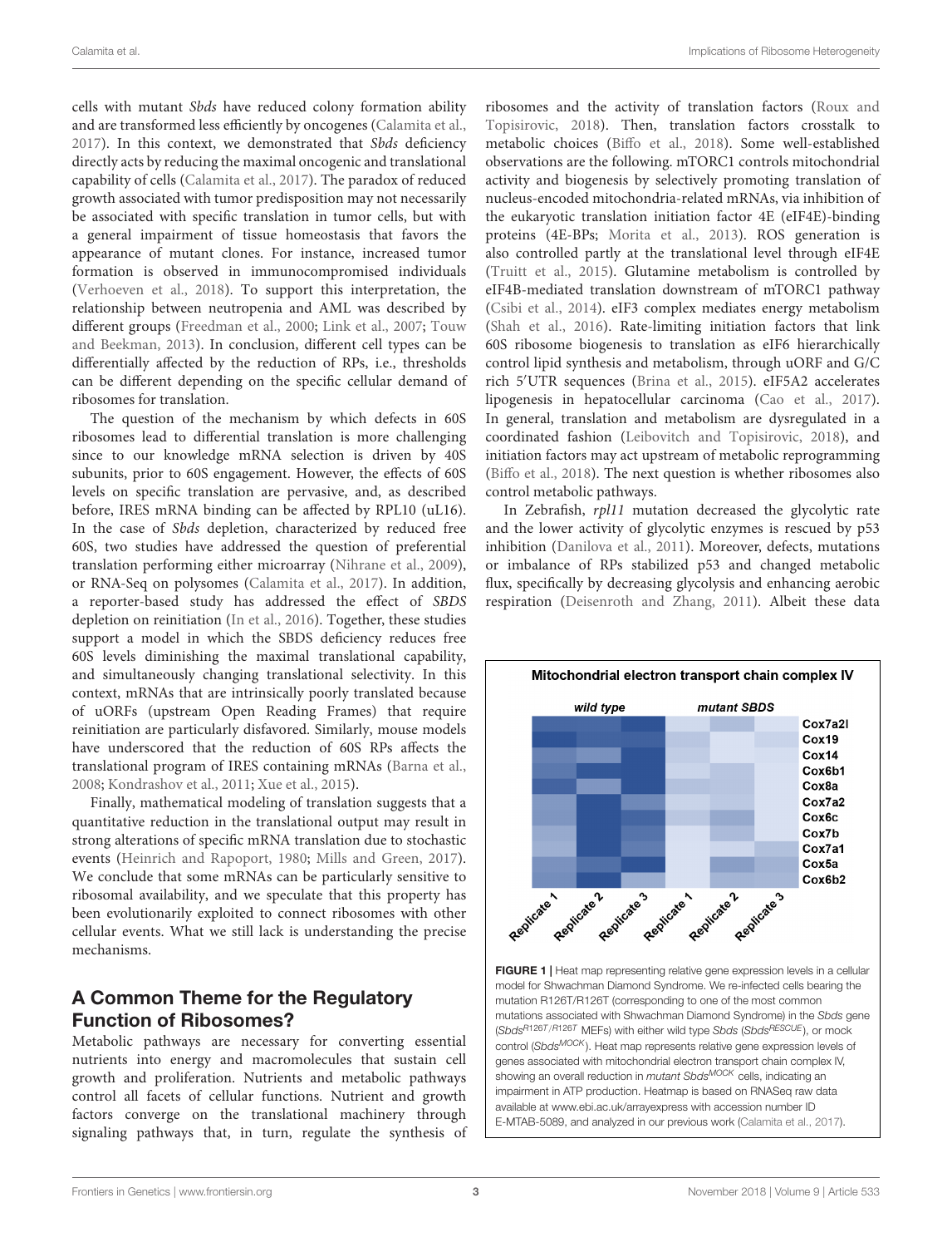cells with mutant *Sbds* have reduced colony formation ability and are transformed less efficiently by oncogenes (Calamita et al., 2017). In this context, we demonstrated that *Sbds* deficiency directly acts by reducing the maximal oncogenic and translational capability of cells (Calamita et al., 2017). The paradox of reduced growth associated with tumor predisposition may not necessarily be associated with specific translation in tumor cells, but with a general impairment of tissue homeostasis that favors the appearance of mutant clones. For instance, increased tumor formation is observed in immunocompromised individuals (Verhoeven et al., 2018). To support this interpretation, the relationship between neutropenia and AML was described by different groups (Freedman et al., 2000; Link et al., 2007; Touw and Beekman, 2013). In conclusion, different cell types can be differentially affected by the reduction of RPs, i.e., thresholds can be different depending on the specific cellular demand of ribosomes for translation.

The question of the mechanism by which defects in 60S ribosomes lead to differential translation is more challenging since to our knowledge mRNA selection is driven by 40S subunits, prior to 60S engagement. However, the effects of 60S levels on specific translation are pervasive, and, as described before, IRES mRNA binding can be affected by RPL10 (uL16). In the case of *Sbds* depletion, characterized by reduced free 60S, two studies have addressed the question of preferential translation performing either microarray (Nihrane et al., 2009), or RNA-Seq on polysomes (Calamita et al., 2017). In addition, a reporter-based study has addressed the effect of *SBDS* depletion on reinitiation (In et al., 2016). Together, these studies support a model in which the SBDS deficiency reduces free 60S levels diminishing the maximal translational capability, and simultaneously changing translational selectivity. In this context, mRNAs that are intrinsically poorly translated because of uORFs (upstream Open Reading Frames) that require reinitiation are particularly disfavored. Similarly, mouse models have underscored that the reduction of 60S RPs affects the translational program of IRES containing mRNAs (Barna et al., 2008; Kondrashov et al., 2011; Xue et al., 2015).

Finally, mathematical modeling of translation suggests that a quantitative reduction in the translational output may result in strong alterations of specific mRNA translation due to stochastic events (Heinrich and Rapoport, 1980; Mills and Green, 2017). We conclude that some mRNAs can be particularly sensitive to ribosomal availability, and we speculate that this property has been evolutionarily exploited to connect ribosomes with other cellular events. What we still lack is understanding the precise mechanisms.

## A Common Theme for the Regulatory Function of Ribosomes?

Metabolic pathways are necessary for converting essential nutrients into energy and macromolecules that sustain cell growth and proliferation. Nutrients and metabolic pathways control all facets of cellular functions. Nutrient and growth factors converge on the translational machinery through signaling pathways that, in turn, regulate the synthesis of ribosomes and the activity of translation factors (Roux and Topisirovic, 2018). Then, translation factors crosstalk to metabolic choices (Biffo et al., 2018). Some well-established observations are the following. mTORC1 controls mitochondrial activity and biogenesis by selectively promoting translation of nucleus-encoded mitochondria-related mRNAs, via inhibition of the eukaryotic translation initiation factor 4E (eIF4E)-binding proteins (4E-BPs; Morita et al., 2013). ROS generation is also controlled partly at the translational level through eIF4E (Truitt et al., 2015). Glutamine metabolism is controlled by eIF4B-mediated translation downstream of mTORC1 pathway (Csibi et al., 2014). eIF3 complex mediates energy metabolism (Shah et al., 2016). Rate-limiting initiation factors that link 60S ribosome biogenesis to translation as eIF6 hierarchically control lipid synthesis and metabolism, through uORF and G/C rich 5′UTR sequences (Brina et al., 2015). eIF5A2 accelerates lipogenesis in hepatocellular carcinoma (Cao et al., 2017). In general, translation and metabolism are dysregulated in a coordinated fashion (Leibovitch and Topisirovic, 2018), and initiation factors may act upstream of metabolic reprogramming (Biffo et al., 2018). The next question is whether ribosomes also control metabolic pathways.

In Zebrafish, *rpl11* mutation decreased the glycolytic rate and the lower activity of glycolytic enzymes is rescued by p53 inhibition (Danilova et al., 2011). Moreover, defects, mutations or imbalance of RPs stabilized p53 and changed metabolic flux, specifically by decreasing glycolysis and enhancing aerobic respiration (Deisenroth and Zhang, 2011). Albeit these data

**FIGURE 1 |** Heat map representing relative gene expression levels in a cellular model for Shwachman Diamond Syndrome. We re-infected cells bearing the mutation R126T/R126T (corresponding to one of the most common mutations associated with Shwachman Diamond Syndrome) in the *Sbds* gene ($Sbds^{R126T/R126T}$ MEFs) with either wild type *Sbds* ($Sbds^{RESCUE}$), or mock control ($Sbds^{MOCK}$). Heat map represents relative gene expression levels of genes associated with mitochondrial electron transport chain complex IV, showing an overall reduction in *mutant* $Sbds^{MOCK}$ cells, indicating an impairment in ATP production. Heatmap is based on RNASeq raw data available at www.ebi.ac.uk/arrayexpress with accession number ID E-MTAB-5089, and analyzed in our previous work (Calamita et al., 2017).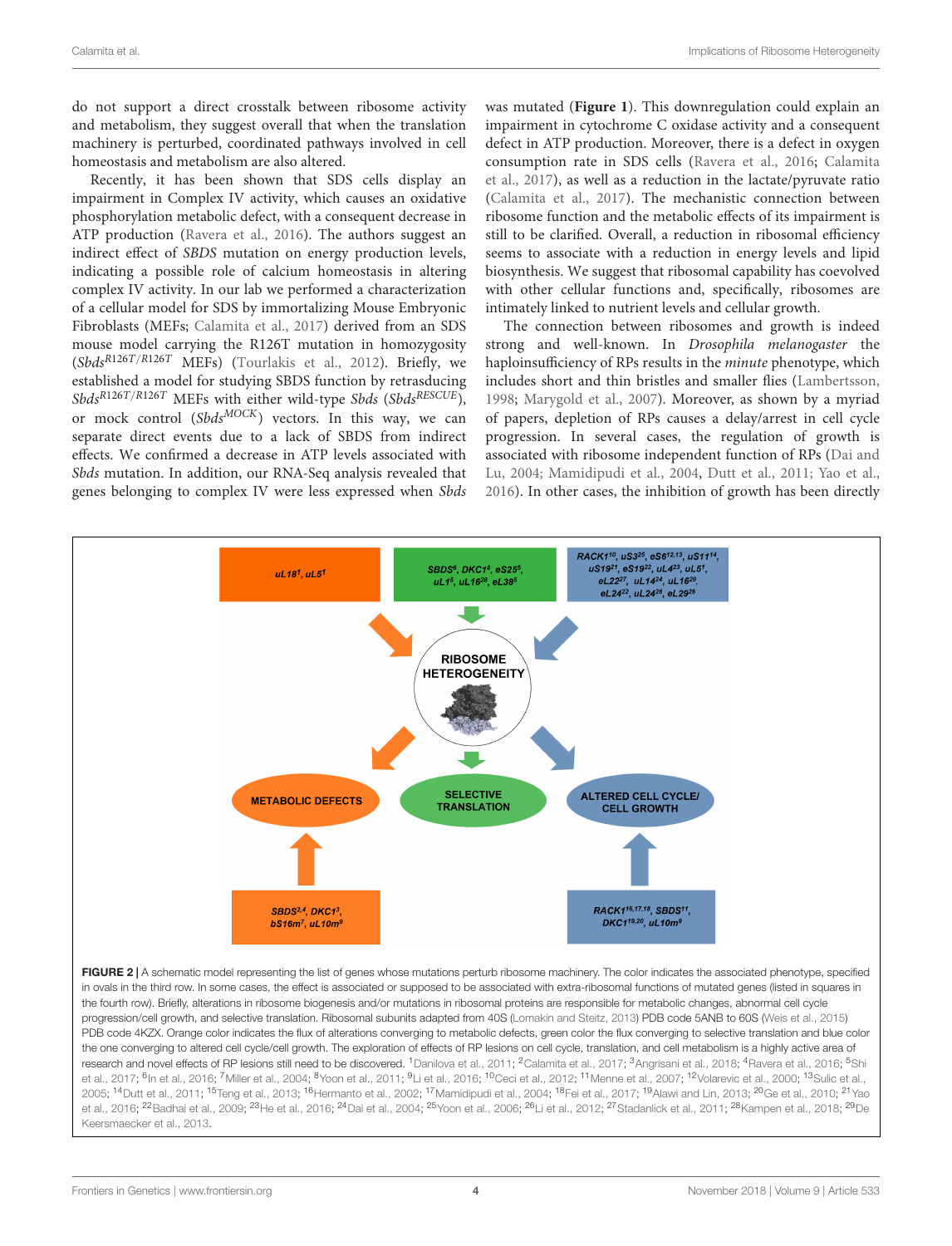do not support a direct crosstalk between ribosome activity and metabolism, they suggest overall that when the translation machinery is perturbed, coordinated pathways involved in cell homeostasis and metabolism are also altered.

Recently, it has been shown that SDS cells display an impairment in Complex IV activity, which causes an oxidative phosphorylation metabolic defect, with a consequent decrease in ATP production (Ravera et al., 2016). The authors suggest an indirect effect of *SBDS* mutation on energy production levels, indicating a possible role of calcium homeostasis in altering complex IV activity. In our lab we performed a characterization of a cellular model for SDS by immortalizing Mouse Embryonic Fibroblasts (MEFs; Calamita et al., 2017) derived from an SDS mouse model carrying the R126T mutation in homozygosity ($Sbds^{R126T/R126T}$ MEFs) (Tourlakis et al., 2012). Briefly, we established a model for studying SBDS function by retrasducing $Sbds^{R126T/R126T}$ MEFs with either wild-type *Sbds* ($Sbds^{RESCUE}$), or mock control ($Sbds^{MOCK}$) vectors. In this way, we can separate direct events due to a lack of SBDS from indirect effects. We confirmed a decrease in ATP levels associated with *Sbds* mutation. In addition, our RNA-Seq analysis revealed that genes belonging to complex IV were less expressed when *Sbds* was mutated (**Figure 1**). This downregulation could explain an impairment in cytochrome C oxidase activity and a consequent defect in ATP production. Moreover, there is a defect in oxygen consumption rate in SDS cells (Ravera et al., 2016; Calamita et al., 2017), as well as a reduction in the lactate/pyruvate ratio (Calamita et al., 2017). The mechanistic connection between ribosome function and the metabolic effects of its impairment is still to be clarified. Overall, a reduction in ribosomal efficiency seems to associate with a reduction in energy levels and lipid biosynthesis. We suggest that ribosomal capability has coevolved with other cellular functions and, specifically, ribosomes are intimately linked to nutrient levels and cellular growth.

The connection between ribosomes and growth is indeed strong and well-known. In *Drosophila melanogaster* the haploinsufficiency of RPs results in the *minute* phenotype, which includes short and thin bristles and smaller flies (Lambertsson, 1998; Marygold et al., 2007). Moreover, as shown by a myriad of papers, depletion of RPs causes a delay/arrest in cell cycle progression. In several cases, the regulation of growth is associated with ribosome independent function of RPs (Dai and Lu, 2004; Mamidipudi et al., 2004, Dutt et al., 2011; Yao et al., 2016). In other cases, the inhibition of growth has been directly

**FIGURE 2** | A schematic model representing the list of genes whose mutations perturb ribosome machinery. The color indicates the associated phenotype, specified in ovals in the third row. In some cases, the effect is associated or supposed to be associated with extra-ribosomal functions of mutated genes (listed in squares in the fourth row). Briefly, alterations in ribosome biogenesis and/or mutations in ribosomal proteins are responsible for metabolic changes, abnormal cell cycle progression/cell growth, and selective translation. Ribosomal subunits adapted from 40S (Lomakin and Steitz, 2013) PDB code 5ANB to 60S (Weis et al., 2015) PDB code 4KZX. Orange color indicates the flux of alterations converging to metabolic defects, green color the flux converging to selective translation and blue color the one converging to altered cell cycle/cell growth. The exploration of effects of RP lesions on cell cycle, translation, and cell metabolism is a highly active area of research and novel effects of RP lesions still need to be discovered. [1]Danilova et al., 2011; [2]Calamita et al., 2017; [3]Angrisani et al., 2018; [4]Ravera et al., 2016; [5]Shi et al., 2017; [6]In et al., 2016; [7]Miller et al., 2004; [8]Yoon et al., 2011; [9]Li et al., 2016; [10]Ceci et al., 2012; [11]Menne et al., 2007; [12]Volarevic et al., 2000; [13]Sulic et al., 2005; [14]Dutt et al., 2011; [15]Teng et al., 2013; [16]Hermanto et al., 2002; [17]Mamidipudi et al., 2004; [18]Fei et al., 2017; [19]Alawi and Lin, 2013; [20]Ge et al., 2010; [21]Yao et al., 2016; [22]Badhai et al., 2009; [23]He et al., 2016; [24]Dai et al., 2004; [25]Yoon et al., 2006; [26]Li et al., 2012; [27]Stadanlick et al., 2011; [28]Kampen et al., 2018; [29]De Keersmaecker et al., 2013.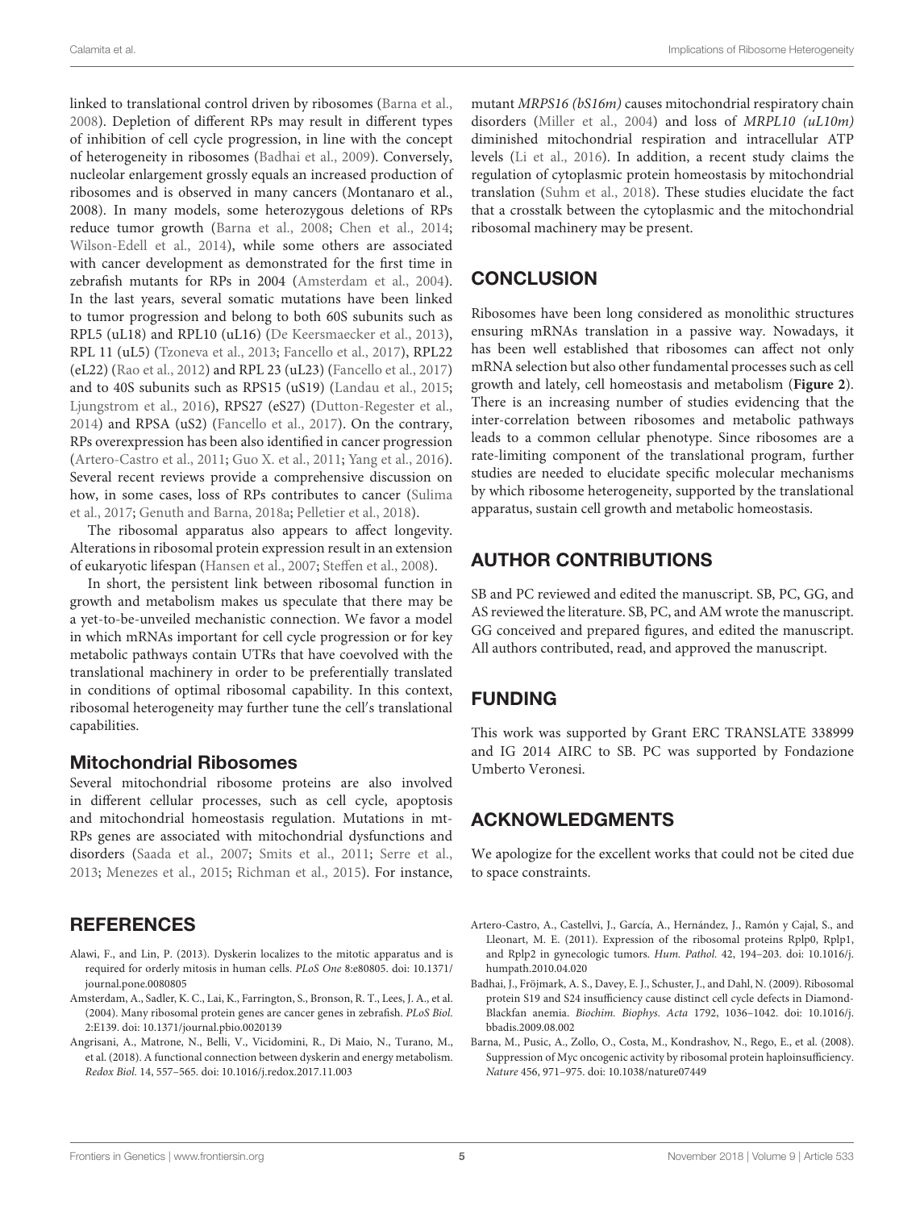linked to translational control driven by ribosomes (Barna et al., 2008). Depletion of different RPs may result in different types of inhibition of cell cycle progression, in line with the concept of heterogeneity in ribosomes (Badhai et al., 2009). Conversely, nucleolar enlargement grossly equals an increased production of ribosomes and is observed in many cancers (Montanaro et al., 2008). In many models, some heterozygous deletions of RPs reduce tumor growth (Barna et al., 2008; Chen et al., 2014; Wilson-Edell et al., 2014), while some others are associated with cancer development as demonstrated for the first time in zebrafish mutants for RPs in 2004 (Amsterdam et al., 2004). In the last years, several somatic mutations have been linked to tumor progression and belong to both 60S subunits such as RPL5 (uL18) and RPL10 (uL16) (De Keersmaecker et al., 2013), RPL 11 (uL5) (Tzoneva et al., 2013; Fancello et al., 2017), RPL22 (eL22) (Rao et al., 2012) and RPL 23 (uL23) (Fancello et al., 2017) and to 40S subunits such as RPS15 (uS19) (Landau et al., 2015; Ljungstrom et al., 2016), RPS27 (eS27) (Dutton-Regester et al., 2014) and RPSA (uS2) (Fancello et al., 2017). On the contrary, RPs overexpression has been also identified in cancer progression (Artero-Castro et al., 2011; Guo X. et al., 2011; Yang et al., 2016). Several recent reviews provide a comprehensive discussion on how, in some cases, loss of RPs contributes to cancer (Sulima et al., 2017; Genuth and Barna, 2018a; Pelletier et al., 2018).

The ribosomal apparatus also appears to affect longevity. Alterations in ribosomal protein expression result in an extension of eukaryotic lifespan (Hansen et al., 2007; Steffen et al., 2008).

In short, the persistent link between ribosomal function in growth and metabolism makes us speculate that there may be a yet-to-be-unveiled mechanistic connection. We favor a model in which mRNAs important for cell cycle progression or for key metabolic pathways contain UTRs that have coevolved with the translational machinery in order to be preferentially translated in conditions of optimal ribosomal capability. In this context, ribosomal heterogeneity may further tune the cell's translational capabilities.

### Mitochondrial Ribosomes

Several mitochondrial ribosome proteins are also involved in different cellular processes, such as cell cycle, apoptosis and mitochondrial homeostasis regulation. Mutations in mt-RPs genes are associated with mitochondrial dysfunctions and disorders (Saada et al., 2007; Smits et al., 2011; Serre et al., 2013; Menezes et al., 2015; Richman et al., 2015). For instance, mutant *MRPS16 (bS16m)* causes mitochondrial respiratory chain disorders (Miller et al., 2004) and loss of *MRPL10 (uL10m)* diminished mitochondrial respiration and intracellular ATP levels (Li et al., 2016). In addition, a recent study claims the regulation of cytoplasmic protein homeostasis by mitochondrial translation (Suhm et al., 2018). These studies elucidate the fact that a crosstalk between the cytoplasmic and the mitochondrial ribosomal machinery may be present.

## CONCLUSION

Ribosomes have been long considered as monolithic structures ensuring mRNAs translation in a passive way. Nowadays, it has been well established that ribosomes can affect not only mRNA selection but also other fundamental processes such as cell growth and lately, cell homeostasis and metabolism (**Figure 2**). There is an increasing number of studies evidencing that the inter-correlation between ribosomes and metabolic pathways leads to a common cellular phenotype. Since ribosomes are a rate-limiting component of the translational program, further studies are needed to elucidate specific molecular mechanisms by which ribosome heterogeneity, supported by the translational apparatus, sustain cell growth and metabolic homeostasis.

## AUTHOR CONTRIBUTIONS

SB and PC reviewed and edited the manuscript. SB, PC, GG, and AS reviewed the literature. SB, PC, and AM wrote the manuscript. GG conceived and prepared figures, and edited the manuscript. All authors contributed, read, and approved the manuscript.

## FUNDING

This work was supported by Grant ERC TRANSLATE 338999 and IG 2014 AIRC to SB. PC was supported by Fondazione Umberto Veronesi.

## ACKNOWLEDGMENTS

We apologize for the excellent works that could not be cited due to space constraints.

## REFERENCES

Alawi, F., and Lin, P. (2013). Dyskerin localizes to the mitotic apparatus and is required for orderly mitosis in human cells. *PLoS One* 8:e80805. doi: 10.1371/journal.pone.0080805

Amsterdam, A., Sadler, K. C., Lai, K., Farrington, S., Bronson, R. T., Lees, J. A., et al. (2004). Many ribosomal protein genes are cancer genes in zebrafish. *PLoS Biol.* 2:E139. doi: 10.1371/journal.pbio.0020139

Angrisani, A., Matrone, N., Belli, V., Vicidomini, R., Di Maio, N., Turano, M., et al. (2018). A functional connection between dyskerin and energy metabolism. *Redox Biol.* 14, 557–565. doi: 10.1016/j.redox.2017.11.003

Artero-Castro, A., Castellvi, J., García, A., Hernández, J., Ramón y Cajal, S., and Lleonart, M. E. (2011). Expression of the ribosomal proteins Rplp0, Rplp1, and Rplp2 in gynecologic tumors. *Hum. Pathol.* 42, 194–203. doi: 10.1016/j.humpath.2010.04.020

Badhai, J., Fröjmark, A. S., Davey, E. J., Schuster, J., and Dahl, N. (2009). Ribosomal protein S19 and S24 insufficiency cause distinct cell cycle defects in Diamond-Blackfan anemia. *Biochim. Biophys. Acta* 1792, 1036–1042. doi: 10.1016/j.bbadis.2009.08.002

Barna, M., Pusic, A., Zollo, O., Costa, M., Kondrashov, N., Rego, E., et al. (2008). Suppression of Myc oncogenic activity by ribosomal protein haploinsufficiency. *Nature* 456, 971–975. doi: 10.1038/nature07449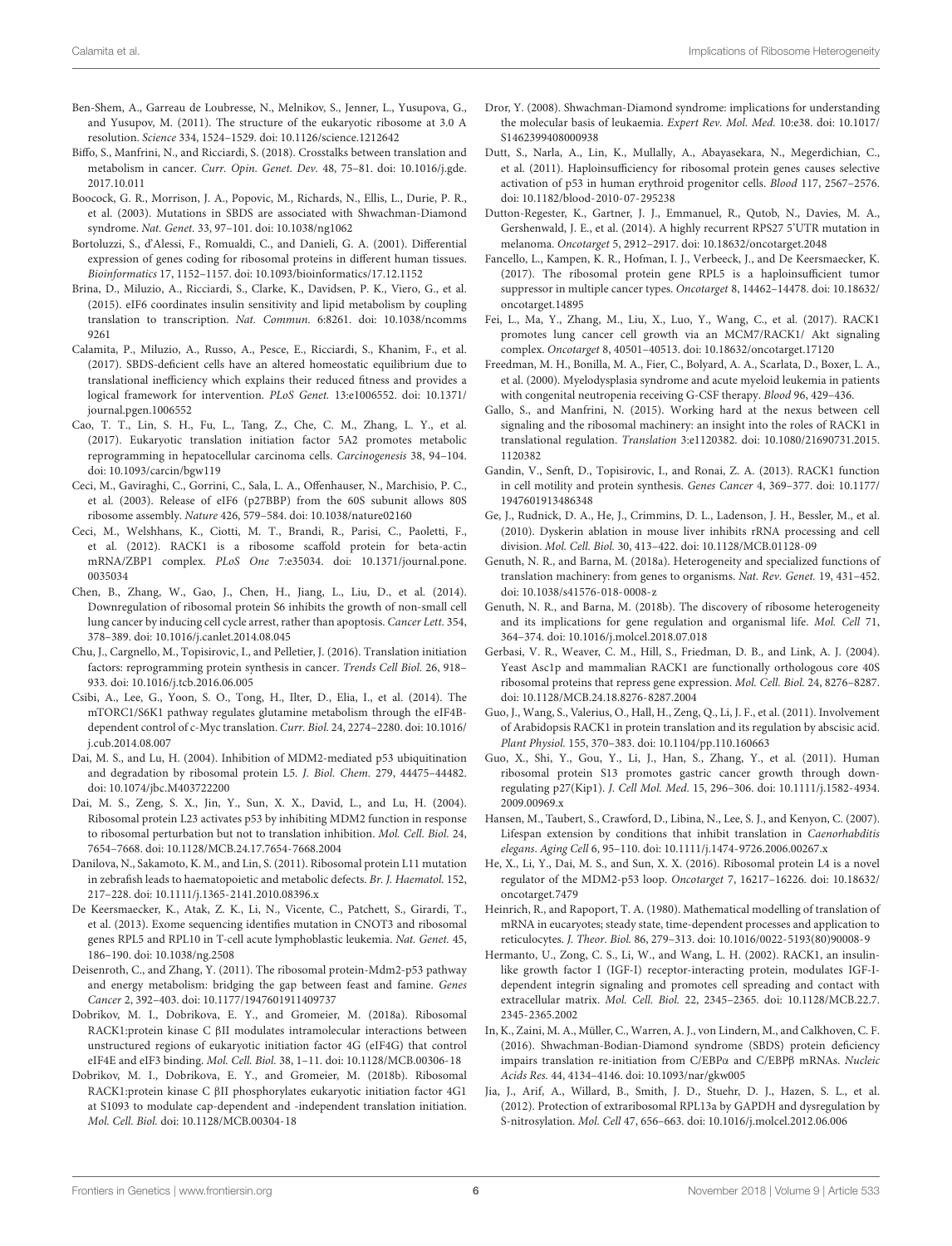Ben-Shem, A., Garreau de Loubresse, N., Melnikov, S., Jenner, L., Yusupova, G., and Yusupov, M. (2011). The structure of the eukaryotic ribosome at 3.0 A resolution. *Science* 334, 1524–1529. doi: 10.1126/science.1212642

Biffo, S., Manfrini, N., and Ricciardi, S. (2018). Crosstalks between translation and metabolism in cancer. *Curr. Opin. Genet. Dev.* 48, 75–81. doi: 10.1016/j.gde.2017.10.011

Boocock, G. R., Morrison, J. A., Popovic, M., Richards, N., Ellis, L., Durie, P. R., et al. (2003). Mutations in SBDS are associated with Shwachman-Diamond syndrome. *Nat. Genet.* 33, 97–101. doi: 10.1038/ng1062

Bortoluzzi, S., d'Alessi, F., Romualdi, C., and Danieli, G. A. (2001). Differential expression of genes coding for ribosomal proteins in different human tissues. *Bioinformatics* 17, 1152–1157. doi: 10.1093/bioinformatics/17.12.1152

Brina, D., Miluzio, A., Ricciardi, S., Clarke, K., Davidsen, P. K., Viero, G., et al. (2015). eIF6 coordinates insulin sensitivity and lipid metabolism by coupling translation to transcription. *Nat. Commun.* 6:8261. doi: 10.1038/ncomms9261

Calamita, P., Miluzio, A., Russo, A., Pesce, E., Ricciardi, S., Khanim, F., et al. (2017). SBDS-deficient cells have an altered homeostatic equilibrium due to translational inefficiency which explains their reduced fitness and provides a logical framework for intervention. *PLoS Genet.* 13:e1006552. doi: 10.1371/journal.pgen.1006552

Cao, T. T., Lin, S. H., Fu, L., Tang, Z., Che, C. M., Zhang, L. Y., et al. (2017). Eukaryotic translation initiation factor 5A2 promotes metabolic reprogramming in hepatocellular carcinoma cells. *Carcinogenesis* 38, 94–104. doi: 10.1093/carcin/bgw119

Ceci, M., Gaviraghi, C., Gorrini, C., Sala, L. A., Offenhauser, N., Marchisio, P. C., et al. (2003). Release of eIF6 (p27BBP) from the 60S subunit allows 80S ribosome assembly. *Nature* 426, 579–584. doi: 10.1038/nature02160

Ceci, M., Welshhans, K., Ciotti, M. T., Brandi, R., Parisi, C., Paoletti, F., et al. (2012). RACK1 is a ribosome scaffold protein for beta-actin mRNA/ZBP1 complex. *PLoS One* 7:e35034. doi: 10.1371/journal.pone.0035034

Chen, B., Zhang, W., Gao, J., Chen, H., Jiang, L., Liu, D., et al. (2014). Downregulation of ribosomal protein S6 inhibits the growth of non-small cell lung cancer by inducing cell cycle arrest, rather than apoptosis. *Cancer Lett.* 354, 378–389. doi: 10.1016/j.canlet.2014.08.045

Chu, J., Cargnello, M., Topisirovic, I., and Pelletier, J. (2016). Translation initiation factors: reprogramming protein synthesis in cancer. *Trends Cell Biol.* 26, 918–933. doi: 10.1016/j.tcb.2016.06.005

Csibi, A., Lee, G., Yoon, S. O., Tong, H., Ilter, D., Elia, I., et al. (2014). The mTORC1/S6K1 pathway regulates glutamine metabolism through the eIF4B-dependent control of c-Myc translation. *Curr. Biol.* 24, 2274–2280. doi: 10.1016/j.cub.2014.08.007

Dai, M. S., and Lu, H. (2004). Inhibition of MDM2-mediated p53 ubiquitination and degradation by ribosomal protein L5. *J. Biol. Chem.* 279, 44475–44482. doi: 10.1074/jbc.M403722200

Dai, M. S., Zeng, S. X., Jin, Y., Sun, X. X., David, L., and Lu, H. (2004). Ribosomal protein L23 activates p53 by inhibiting MDM2 function in response to ribosomal perturbation but not to translation inhibition. *Mol. Cell. Biol.* 24, 7654–7668. doi: 10.1128/MCB.24.17.7654-7668.2004

Danilova, N., Sakamoto, K. M., and Lin, S. (2011). Ribosomal protein L11 mutation in zebrafish leads to haematopoietic and metabolic defects. *Br. J. Haematol.* 152, 217–228. doi: 10.1111/j.1365-2141.2010.08396.x

De Keersmaecker, K., Atak, Z. K., Li, N., Vicente, C., Patchett, S., Girardi, T., et al. (2013). Exome sequencing identifies mutation in CNOT3 and ribosomal genes RPL5 and RPL10 in T-cell acute lymphoblastic leukemia. *Nat. Genet.* 45, 186–190. doi: 10.1038/ng.2508

Deisenroth, C., and Zhang, Y. (2011). The ribosomal protein-Mdm2-p53 pathway and energy metabolism: bridging the gap between feast and famine. *Genes Cancer* 2, 392–403. doi: 10.1177/1947601911409737

Dobrikov, M. I., Dobrikova, E. Y., and Gromeier, M. (2018a). Ribosomal RACK1:protein kinase C βII modulates intramolecular interactions between unstructured regions of eukaryotic initiation factor 4G (eIF4G) that control eIF4E and eIF3 binding. *Mol. Cell. Biol.* 38, 1–11. doi: 10.1128/MCB.00306-18

Dobrikov, M. I., Dobrikova, E. Y., and Gromeier, M. (2018b). Ribosomal RACK1:protein kinase C βII phosphorylates eukaryotic initiation factor 4G1 at S1093 to modulate cap-dependent and -independent translation initiation. *Mol. Cell. Biol.* doi: 10.1128/MCB.00304-18

Dror, Y. (2008). Shwachman-Diamond syndrome: implications for understanding the molecular basis of leukaemia. *Expert Rev. Mol. Med.* 10:e38. doi: 10.1017/S1462399408000938

Dutt, S., Narla, A., Lin, K., Mullally, A., Abayasekara, N., Megerdichian, C., et al. (2011). Haploinsufficiency for ribosomal protein genes causes selective activation of p53 in human erythroid progenitor cells. *Blood* 117, 2567–2576. doi: 10.1182/blood-2010-07-295238

Dutton-Regester, K., Gartner, J. J., Emmanuel, R., Qutob, N., Davies, M. A., Gershenwald, J. E., et al. (2014). A highly recurrent RPS27 5'UTR mutation in melanoma. *Oncotarget* 5, 2912–2917. doi: 10.18632/oncotarget.2048

Fancello, L., Kampen, K. R., Hofman, I. J., Verbeeck, J., and De Keersmaecker, K. (2017). The ribosomal protein gene RPL5 is a haploinsufficient tumor suppressor in multiple cancer types. *Oncotarget* 8, 14462–14478. doi: 10.18632/oncotarget.14895

Fei, L., Ma, Y., Zhang, M., Liu, X., Luo, Y., Wang, C., et al. (2017). RACK1 promotes lung cancer cell growth via an MCM7/RACK1/ Akt signaling complex. *Oncotarget* 8, 40501–40513. doi: 10.18632/oncotarget.17120

Freedman, M. H., Bonilla, M. A., Fier, C., Bolyard, A. A., Scarlata, D., Boxer, L. A., et al. (2000). Myelodysplasia syndrome and acute myeloid leukemia in patients with congenital neutropenia receiving G-CSF therapy. *Blood* 96, 429–436.

Gallo, S., and Manfrini, N. (2015). Working hard at the nexus between cell signaling and the ribosomal machinery: an insight into the roles of RACK1 in translational regulation. *Translation* 3:e1120382. doi: 10.1080/21690731.2015.1120382

Gandin, V., Senft, D., Topisirovic, I., and Ronai, Z. A. (2013). RACK1 function in cell motility and protein synthesis. *Genes Cancer* 4, 369–377. doi: 10.1177/1947601913486348

Ge, J., Rudnick, D. A., He, J., Crimmins, D. L., Ladenson, J. H., Bessler, M., et al. (2010). Dyskerin ablation in mouse liver inhibits rRNA processing and cell division. *Mol. Cell. Biol.* 30, 413–422. doi: 10.1128/MCB.01128-09

Genuth, N. R., and Barna, M. (2018a). Heterogeneity and specialized functions of translation machinery: from genes to organisms. *Nat. Rev. Genet.* 19, 431–452. doi: 10.1038/s41576-018-0008-z

Genuth, N. R., and Barna, M. (2018b). The discovery of ribosome heterogeneity and its implications for gene regulation and organismal life. *Mol. Cell* 71, 364–374. doi: 10.1016/j.molcel.2018.07.018

Gerbasi, V. R., Weaver, C. M., Hill, S., Friedman, D. B., and Link, A. J. (2004). Yeast Asc1p and mammalian RACK1 are functionally orthologous core 40S ribosomal proteins that repress gene expression. *Mol. Cell. Biol.* 24, 8276–8287. doi: 10.1128/MCB.24.18.8276-8287.2004

Guo, J., Wang, S., Valerius, O., Hall, H., Zeng, Q., Li, J. F., et al. (2011). Involvement of Arabidopsis RACK1 in protein translation and its regulation by abscisic acid. *Plant Physiol.* 155, 370–383. doi: 10.1104/pp.110.160663

Guo, X., Shi, Y., Gou, Y., Li, J., Han, S., Zhang, Y., et al. (2011). Human ribosomal protein S13 promotes gastric cancer growth through down-regulating p27(Kip1). *J. Cell Mol. Med.* 15, 296–306. doi: 10.1111/j.1582-4934.2009.00969.x

Hansen, M., Taubert, S., Crawford, D., Libina, N., Lee, S. J., and Kenyon, C. (2007). Lifespan extension by conditions that inhibit translation in *Caenorhabditis elegans*. *Aging Cell* 6, 95–110. doi: 10.1111/j.1474-9726.2006.00267.x

He, X., Li, Y., Dai, M. S., and Sun, X. X. (2016). Ribosomal protein L4 is a novel regulator of the MDM2-p53 loop. *Oncotarget* 7, 16217–16226. doi: 10.18632/oncotarget.7479

Heinrich, R., and Rapoport, T. A. (1980). Mathematical modelling of translation of mRNA in eucaryotes; steady state, time-dependent processes and application to reticulocytes. *J. Theor. Biol.* 86, 279–313. doi: 10.1016/0022-5193(80)90008-9

Hermanto, U., Zong, C. S., Li, W., and Wang, L. H. (2002). RACK1, an insulin-like growth factor I (IGF-I) receptor-interacting protein, modulates IGF-I-dependent integrin signaling and promotes cell spreading and contact with extracellular matrix. *Mol. Cell. Biol.* 22, 2345–2365. doi: 10.1128/MCB.22.7.2345-2365.2002

In, K., Zaini, M. A., Müller, C., Warren, A. J., von Lindern, M., and Calkhoven, C. F. (2016). Shwachman-Bodian-Diamond syndrome (SBDS) protein deficiency impairs translation re-initiation from C/EBPα and C/EBPβ mRNAs. *Nucleic Acids Res.* 44, 4134–4146. doi: 10.1093/nar/gkw005

Jia, J., Arif, A., Willard, B., Smith, J. D., Stuehr, D. J., Hazen, S. L., et al. (2012). Protection of extraribosomal RPL13a by GAPDH and dysregulation by S-nitrosylation. *Mol. Cell* 47, 656–663. doi: 10.1016/j.molcel.2012.06.006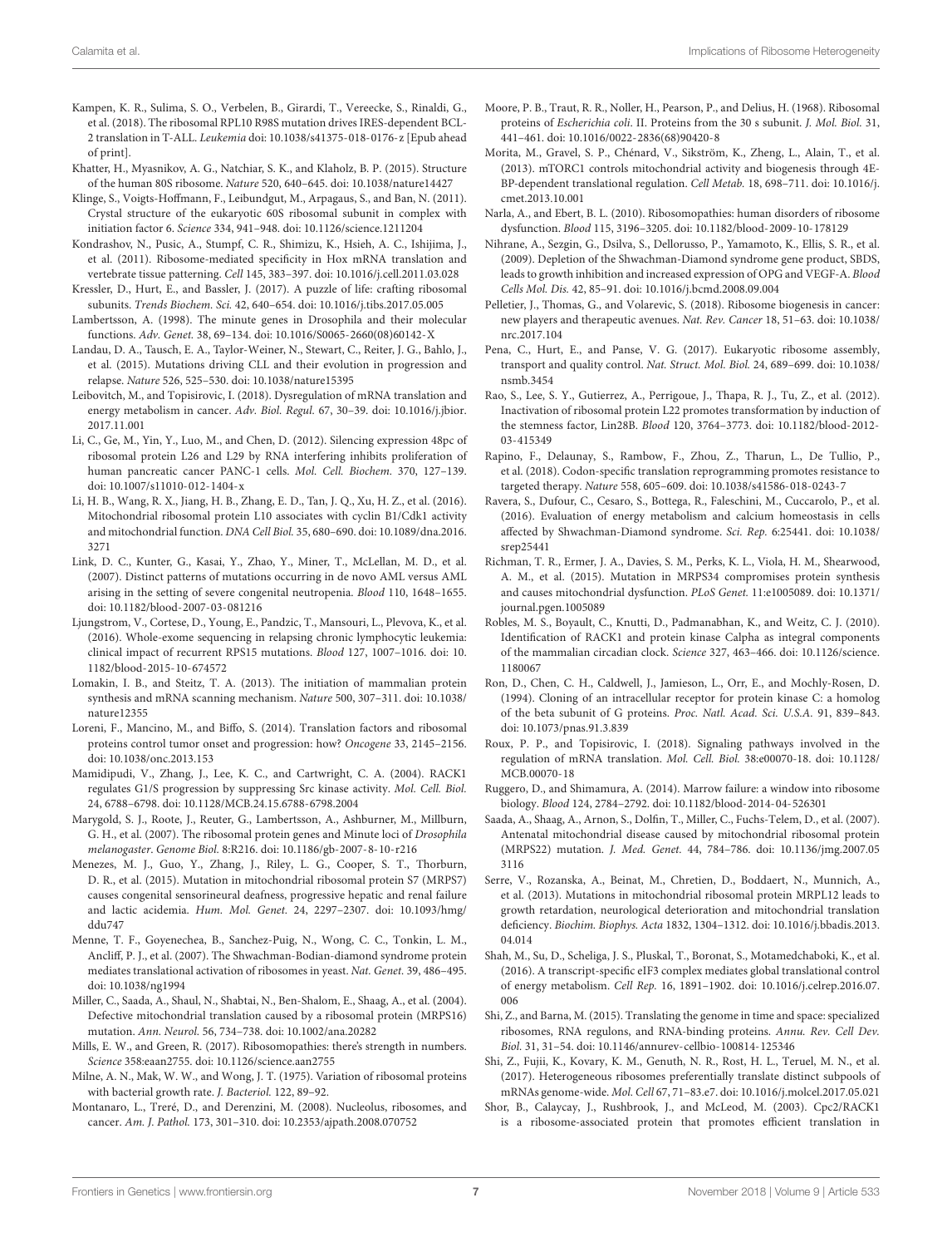Kampen, K. R., Sulima, S. O., Verbelen, B., Girardi, T., Vereecke, S., Rinaldi, G., et al. (2018). The ribosomal RPL10 R98S mutation drives IRES-dependent BCL-2 translation in T-ALL. *Leukemia* doi: 10.1038/s41375-018-0176-z [Epub ahead of print].

Khatter, H., Myasnikov, A. G., Natchiar, S. K., and Klaholz, B. P. (2015). Structure of the human 80S ribosome. *Nature* 520, 640–645. doi: 10.1038/nature14427

Klinge, S., Voigts-Hoffmann, F., Leibundgut, M., Arpagaus, S., and Ban, N. (2011). Crystal structure of the eukaryotic 60S ribosomal subunit in complex with initiation factor 6. *Science* 334, 941–948. doi: 10.1126/science.1211204

Kondrashov, N., Pusic, A., Stumpf, C. R., Shimizu, K., Hsieh, A. C., Ishijima, J., et al. (2011). Ribosome-mediated specificity in Hox mRNA translation and vertebrate tissue patterning. *Cell* 145, 383–397. doi: 10.1016/j.cell.2011.03.028

Kressler, D., Hurt, E., and Bassler, J. (2017). A puzzle of life: crafting ribosomal subunits. *Trends Biochem. Sci.* 42, 640–654. doi: 10.1016/j.tibs.2017.05.005

Lambertsson, A. (1998). The minute genes in Drosophila and their molecular functions. *Adv. Genet.* 38, 69–134. doi: 10.1016/S0065-2660(08)60142-X

Landau, D. A., Tausch, E. A., Taylor-Weiner, N., Stewart, C., Reiter, J. G., Bahlo, J., et al. (2015). Mutations driving CLL and their evolution in progression and relapse. *Nature* 526, 525–530. doi: 10.1038/nature15395

Leibovitch, M., and Topisirovic, I. (2018). Dysregulation of mRNA translation and energy metabolism in cancer. *Adv. Biol. Regul.* 67, 30–39. doi: 10.1016/j.jbior.2017.11.001

Li, C., Ge, M., Yin, Y., Luo, M., and Chen, D. (2012). Silencing expression 48pc of ribosomal protein L26 and L29 by RNA interfering inhibits proliferation of human pancreatic cancer PANC-1 cells. *Mol. Cell. Biochem.* 370, 127–139. doi: 10.1007/s11010-012-1404-x

Li, H. B., Wang, R. X., Jiang, H. B., Zhang, E. D., Tan, J. Q., Xu, H. Z., et al. (2016). Mitochondrial ribosomal protein L10 associates with cyclin B1/Cdk1 activity and mitochondrial function. *DNA Cell Biol.* 35, 680–690. doi: 10.1089/dna.2016.3271

Link, D. C., Kunter, G., Kasai, Y., Zhao, Y., Miner, T., McLellan, M. D., et al. (2007). Distinct patterns of mutations occurring in de novo AML versus AML arising in the setting of severe congenital neutropenia. *Blood* 110, 1648–1655. doi: 10.1182/blood-2007-03-081216

Ljungstrom, V., Cortese, D., Young, E., Pandzic, T., Mansouri, L., Plevova, K., et al. (2016). Whole-exome sequencing in relapsing chronic lymphocytic leukemia: clinical impact of recurrent RPS15 mutations. *Blood* 127, 1007–1016. doi: 10.1182/blood-2015-10-674572

Lomakin, I. B., and Steitz, T. A. (2013). The initiation of mammalian protein synthesis and mRNA scanning mechanism. *Nature* 500, 307–311. doi: 10.1038/nature12355

Loreni, F., Mancino, M., and Biffo, S. (2014). Translation factors and ribosomal proteins control tumor onset and progression: how? *Oncogene* 33, 2145–2156. doi: 10.1038/onc.2013.153

Mamidipudi, V., Zhang, J., Lee, K. C., and Cartwright, C. A. (2004). RACK1 regulates G1/S progression by suppressing Src kinase activity. *Mol. Cell. Biol.* 24, 6788–6798. doi: 10.1128/MCB.24.15.6788-6798.2004

Marygold, S. J., Roote, J., Reuter, G., Lambertsson, A., Ashburner, M., Millburn, G. H., et al. (2007). The ribosomal protein genes and Minute loci of *Drosophila melanogaster*. *Genome Biol.* 8:R216. doi: 10.1186/gb-2007-8-10-r216

Menezes, M. J., Guo, Y., Zhang, J., Riley, L. G., Cooper, S. T., Thorburn, D. R., et al. (2015). Mutation in mitochondrial ribosomal protein S7 (MRPS7) causes congenital sensorineural deafness, progressive hepatic and renal failure and lactic acidemia. *Hum. Mol. Genet.* 24, 2297–2307. doi: 10.1093/hmg/ddu747

Menne, T. F., Goyenechea, B., Sanchez-Puig, N., Wong, C. C., Tonkin, L. M., Ancliff, P. J., et al. (2007). The Shwachman-Bodian-diamond syndrome protein mediates translational activation of ribosomes in yeast. *Nat. Genet.* 39, 486–495. doi: 10.1038/ng1994

Miller, C., Saada, A., Shaul, N., Shabtai, N., Ben-Shalom, E., Shaag, A., et al. (2004). Defective mitochondrial translation caused by a ribosomal protein (MRPS16) mutation. *Ann. Neurol.* 56, 734–738. doi: 10.1002/ana.20282

Mills, E. W., and Green, R. (2017). Ribosomopathies: there's strength in numbers. *Science* 358:eaan2755. doi: 10.1126/science.aan2755

Milne, A. N., Mak, W. W., and Wong, J. T. (1975). Variation of ribosomal proteins with bacterial growth rate. *J. Bacteriol.* 122, 89–92.

Montanaro, L., Treré, D., and Derenzini, M. (2008). Nucleolus, ribosomes, and cancer. *Am. J. Pathol.* 173, 301–310. doi: 10.2353/ajpath.2008.070752

Moore, P. B., Traut, R. R., Noller, H., Pearson, P., and Delius, H. (1968). Ribosomal proteins of *Escherichia coli*. II. Proteins from the 30 s subunit. *J. Mol. Biol.* 31, 441–461. doi: 10.1016/0022-2836(68)90420-8

Morita, M., Gravel, S. P., Chénard, V., Sikström, K., Zheng, L., Alain, T., et al. (2013). mTORC1 controls mitochondrial activity and biogenesis through 4E-BP-dependent translational regulation. *Cell Metab.* 18, 698–711. doi: 10.1016/j.cmet.2013.10.001

Narla, A., and Ebert, B. L. (2010). Ribosomopathies: human disorders of ribosome dysfunction. *Blood* 115, 3196–3205. doi: 10.1182/blood-2009-10-178129

Nihrane, A., Sezgin, G., Dsilva, S., Dellorusso, P., Yamamoto, K., Ellis, S. R., et al. (2009). Depletion of the Shwachman-Diamond syndrome gene product, SBDS, leads to growth inhibition and increased expression of OPG and VEGF-A. *Blood Cells Mol. Dis.* 42, 85–91. doi: 10.1016/j.bcmd.2008.09.004

Pelletier, J., Thomas, G., and Volarevic, S. (2018). Ribosome biogenesis in cancer: new players and therapeutic avenues. *Nat. Rev. Cancer* 18, 51–63. doi: 10.1038/nrc.2017.104

Pena, C., Hurt, E., and Panse, V. G. (2017). Eukaryotic ribosome assembly, transport and quality control. *Nat. Struct. Mol. Biol.* 24, 689–699. doi: 10.1038/nsmb.3454

Rao, S., Lee, S. Y., Gutierrez, A., Perrigoue, J., Thapa, R. J., Tu, Z., et al. (2012). Inactivation of ribosomal protein L22 promotes transformation by induction of the stemness factor, Lin28B. *Blood* 120, 3764–3773. doi: 10.1182/blood-2012-03-415349

Rapino, F., Delaunay, S., Rambow, F., Zhou, Z., Tharun, L., De Tullio, P., et al. (2018). Codon-specific translation reprogramming promotes resistance to targeted therapy. *Nature* 558, 605–609. doi: 10.1038/s41586-018-0243-7

Ravera, S., Dufour, C., Cesaro, S., Bottega, R., Faleschini, M., Cuccarolo, P., et al. (2016). Evaluation of energy metabolism and calcium homeostasis in cells affected by Shwachman-Diamond syndrome. *Sci. Rep.* 6:25441. doi: 10.1038/srep25441

Richman, T. R., Ermer, J. A., Davies, S. M., Perks, K. L., Viola, H. M., Shearwood, A. M., et al. (2015). Mutation in MRPS34 compromises protein synthesis and causes mitochondrial dysfunction. *PLoS Genet.* 11:e1005089. doi: 10.1371/journal.pgen.1005089

Robles, M. S., Boyault, C., Knutti, D., Padmanabhan, K., and Weitz, C. J. (2010). Identification of RACK1 and protein kinase Calpha as integral components of the mammalian circadian clock. *Science* 327, 463–466. doi: 10.1126/science.1180067

Ron, D., Chen, C. H., Caldwell, J., Jamieson, L., Orr, E., and Mochly-Rosen, D. (1994). Cloning of an intracellular receptor for protein kinase C: a homolog of the beta subunit of G proteins. *Proc. Natl. Acad. Sci. U.S.A.* 91, 839–843. doi: 10.1073/pnas.91.3.839

Roux, P. P., and Topisirovic, I. (2018). Signaling pathways involved in the regulation of mRNA translation. *Mol. Cell. Biol.* 38:e00070-18. doi: 10.1128/MCB.00070-18

Ruggero, D., and Shimamura, A. (2014). Marrow failure: a window into ribosome biology. *Blood* 124, 2784–2792. doi: 10.1182/blood-2014-04-526301

Saada, A., Shaag, A., Arnon, S., Dolfin, T., Miller, C., Fuchs-Telem, D., et al. (2007). Antenatal mitochondrial disease caused by mitochondrial ribosomal protein (MRPS22) mutation. *J. Med. Genet.* 44, 784–786. doi: 10.1136/jmg.2007.053116

Serre, V., Rozanska, A., Beinat, M., Chretien, D., Boddaert, N., Munnich, A., et al. (2013). Mutations in mitochondrial ribosomal protein MRPL12 leads to growth retardation, neurological deterioration and mitochondrial translation deficiency. *Biochim. Biophys. Acta* 1832, 1304–1312. doi: 10.1016/j.bbadis.2013.04.014

Shah, M., Su, D., Scheliga, J. S., Pluskal, T., Boronat, S., Motamedchaboki, K., et al. (2016). A transcript-specific eIF3 complex mediates global translational control of energy metabolism. *Cell Rep.* 16, 1891–1902. doi: 10.1016/j.celrep.2016.07.006

Shi, Z., and Barna, M. (2015). Translating the genome in time and space: specialized ribosomes, RNA regulons, and RNA-binding proteins. *Annu. Rev. Cell Dev. Biol.* 31, 31–54. doi: 10.1146/annurev-cellbio-100814-125346

Shi, Z., Fujii, K., Kovary, K. M., Genuth, N. R., Rost, H. L., Teruel, M. N., et al. (2017). Heterogeneous ribosomes preferentially translate distinct subpools of mRNAs genome-wide. *Mol. Cell* 67, 71–83.e7. doi: 10.1016/j.molcel.2017.05.021

Shor, B., Calaycay, J., Rushbrook, J., and McLeod, M. (2003). Cpc2/RACK1 is a ribosome-associated protein that promotes efficient translation in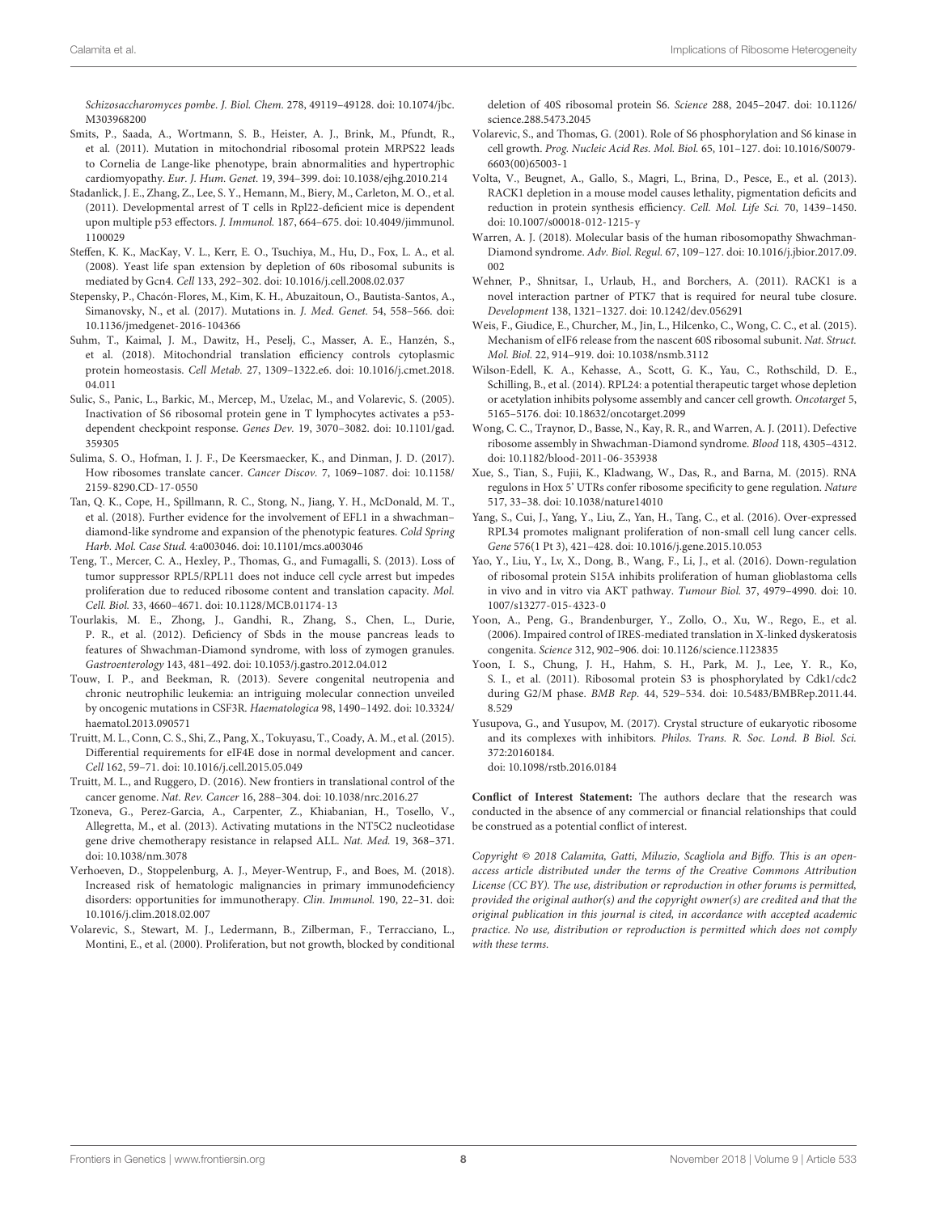*Schizosaccharomyces pombe*. *J. Biol. Chem*. 278, 49119–49128. doi: 10.1074/jbc.M303968200

Smits, P., Saada, A., Wortmann, S. B., Heister, A. J., Brink, M., Pfundt, R., et al. (2011). Mutation in mitochondrial ribosomal protein MRPS22 leads to Cornelia de Lange-like phenotype, brain abnormalities and hypertrophic cardiomyopathy. *Eur. J. Hum. Genet*. 19, 394–399. doi: 10.1038/ejhg.2010.214

Stadanlick, J. E., Zhang, Z., Lee, S. Y., Hemann, M., Biery, M., Carleton, M. O., et al. (2011). Developmental arrest of T cells in Rpl22-deficient mice is dependent upon multiple p53 effectors. *J. Immunol*. 187, 664–675. doi: 10.4049/jimmunol.1100029

Steffen, K. K., MacKay, V. L., Kerr, E. O., Tsuchiya, M., Hu, D., Fox, L. A., et al. (2008). Yeast life span extension by depletion of 60s ribosomal subunits is mediated by Gcn4. *Cell* 133, 292–302. doi: 10.1016/j.cell.2008.02.037

Stepensky, P., Chacón-Flores, M., Kim, K. H., Abuzaitoun, O., Bautista-Santos, A., Simanovsky, N., et al. (2017). Mutations in. *J. Med. Genet*. 54, 558–566. doi: 10.1136/jmedgenet-2016-104366

Suhm, T., Kaimal, J. M., Dawitz, H., Peselj, C., Masser, A. E., Hanzén, S., et al. (2018). Mitochondrial translation efficiency controls cytoplasmic protein homeostasis. *Cell Metab*. 27, 1309–1322.e6. doi: 10.1016/j.cmet.2018.04.011

Sulic, S., Panic, L., Barkic, M., Mercep, M., Uzelac, M., and Volarevic, S. (2005). Inactivation of S6 ribosomal protein gene in T lymphocytes activates a p53-dependent checkpoint response. *Genes Dev*. 19, 3070–3082. doi: 10.1101/gad.359305

Sulima, S. O., Hofman, I. J. F., De Keersmaecker, K., and Dinman, J. D. (2017). How ribosomes translate cancer. *Cancer Discov*. 7, 1069–1087. doi: 10.1158/2159-8290.CD-17-0550

Tan, Q. K., Cope, H., Spillmann, R. C., Stong, N., Jiang, Y. H., McDonald, M. T., et al. (2018). Further evidence for the involvement of EFL1 in a shwachman–diamond-like syndrome and expansion of the phenotypic features. *Cold Spring Harb. Mol. Case Stud*. 4:a003046. doi: 10.1101/mcs.a003046

Teng, T., Mercer, C. A., Hexley, P., Thomas, G., and Fumagalli, S. (2013). Loss of tumor suppressor RPL5/RPL11 does not induce cell cycle arrest but impedes proliferation due to reduced ribosome content and translation capacity. *Mol. Cell. Biol*. 33, 4660–4671. doi: 10.1128/MCB.01174-13

Tourlakis, M. E., Zhong, J., Gandhi, R., Zhang, S., Chen, L., Durie, P. R., et al. (2012). Deficiency of Sbds in the mouse pancreas leads to features of Shwachman-Diamond syndrome, with loss of zymogen granules. *Gastroenterology* 143, 481–492. doi: 10.1053/j.gastro.2012.04.012

Touw, I. P., and Beekman, R. (2013). Severe congenital neutropenia and chronic neutrophilic leukemia: an intriguing molecular connection unveiled by oncogenic mutations in CSF3R. *Haematologica* 98, 1490–1492. doi: 10.3324/haematol.2013.090571

Truitt, M. L., Conn, C. S., Shi, Z., Pang, X., Tokuyasu, T., Coady, A. M., et al. (2015). Differential requirements for eIF4E dose in normal development and cancer. *Cell* 162, 59–71. doi: 10.1016/j.cell.2015.05.049

Truitt, M. L., and Ruggero, D. (2016). New frontiers in translational control of the cancer genome. *Nat. Rev. Cancer* 16, 288–304. doi: 10.1038/nrc.2016.27

Tzoneva, G., Perez-Garcia, A., Carpenter, Z., Khiabanian, H., Tosello, V., Allegretta, M., et al. (2013). Activating mutations in the NT5C2 nucleotidase gene drive chemotherapy resistance in relapsed ALL. *Nat. Med*. 19, 368–371. doi: 10.1038/nm.3078

Verhoeven, D., Stoppelenburg, A. J., Meyer-Wentrup, F., and Boes, M. (2018). Increased risk of hematologic malignancies in primary immunodeficiency disorders: opportunities for immunotherapy. *Clin. Immunol*. 190, 22–31. doi: 10.1016/j.clim.2018.02.007

Volarevic, S., Stewart, M. J., Ledermann, B., Zilberman, F., Terracciano, L., Montini, E., et al. (2000). Proliferation, but not growth, blocked by conditional deletion of 40S ribosomal protein S6. *Science* 288, 2045–2047. doi: 10.1126/science.288.5473.2045

Volarevic, S., and Thomas, G. (2001). Role of S6 phosphorylation and S6 kinase in cell growth. *Prog. Nucleic Acid Res. Mol. Biol*. 65, 101–127. doi: 10.1016/S0079-6603(00)65003-1

Volta, V., Beugnet, A., Gallo, S., Magri, L., Brina, D., Pesce, E., et al. (2013). RACK1 depletion in a mouse model causes lethality, pigmentation deficits and reduction in protein synthesis efficiency. *Cell. Mol. Life Sci*. 70, 1439–1450. doi: 10.1007/s00018-012-1215-y

Warren, A. J. (2018). Molecular basis of the human ribosomopathy Shwachman-Diamond syndrome. *Adv. Biol. Regul*. 67, 109–127. doi: 10.1016/j.jbior.2017.09.002

Wehner, P., Shnitsar, I., Urlaub, H., and Borchers, A. (2011). RACK1 is a novel interaction partner of PTK7 that is required for neural tube closure. *Development* 138, 1321–1327. doi: 10.1242/dev.056291

Weis, F., Giudice, E., Churcher, M., Jin, L., Hilcenko, C., Wong, C. C., et al. (2015). Mechanism of eIF6 release from the nascent 60S ribosomal subunit. *Nat. Struct. Mol. Biol*. 22, 914–919. doi: 10.1038/nsmb.3112

Wilson-Edell, K. A., Kehasse, A., Scott, G. K., Yau, C., Rothschild, D. E., Schilling, B., et al. (2014). RPL24: a potential therapeutic target whose depletion or acetylation inhibits polysome assembly and cancer cell growth. *Oncotarget* 5, 5165–5176. doi: 10.18632/oncotarget.2099

Wong, C. C., Traynor, D., Basse, N., Kay, R. R., and Warren, A. J. (2011). Defective ribosome assembly in Shwachman-Diamond syndrome. *Blood* 118, 4305–4312. doi: 10.1182/blood-2011-06-353938

Xue, S., Tian, S., Fujii, K., Kladwang, W., Das, R., and Barna, M. (2015). RNA regulons in Hox 5' UTRs confer ribosome specificity to gene regulation. *Nature* 517, 33–38. doi: 10.1038/nature14010

Yang, S., Cui, J., Yang, Y., Liu, Z., Yan, H., Tang, C., et al. (2016). Over-expressed RPL34 promotes malignant proliferation of non-small cell lung cancer cells. *Gene* 576(1 Pt 3), 421–428. doi: 10.1016/j.gene.2015.10.053

Yao, Y., Liu, Y., Lv, X., Dong, B., Wang, F., Li, J., et al. (2016). Down-regulation of ribosomal protein S15A inhibits proliferation of human glioblastoma cells in vivo and in vitro via AKT pathway. *Tumour Biol*. 37, 4979–4990. doi: 10.1007/s13277-015-4323-0

Yoon, A., Peng, G., Brandenburger, Y., Zollo, O., Xu, W., Rego, E., et al. (2006). Impaired control of IRES-mediated translation in X-linked dyskeratosis congenita. *Science* 312, 902–906. doi: 10.1126/science.1123835

Yoon, I. S., Chung, J. H., Hahm, S. H., Park, M. J., Lee, Y. R., Ko, S. I., et al. (2011). Ribosomal protein S3 is phosphorylated by Cdk1/cdc2 during G2/M phase. *BMB Rep*. 44, 529–534. doi: 10.5483/BMBRep.2011.44.8.529

Yusupova, G., and Yusupov, M. (2017). Crystal structure of eukaryotic ribosome and its complexes with inhibitors. *Philos. Trans. R. Soc. Lond. B Biol. Sci*. 372:20160184. doi: 10.1098/rstb.2016.0184

**Conflict of Interest Statement:** The authors declare that the research was conducted in the absence of any commercial or financial relationships that could be construed as a potential conflict of interest.

*Copyright © 2018 Calamita, Gatti, Miluzio, Scagliola and Biffo. This is an open-access article distributed under the terms of the Creative Commons Attribution License (CC BY). The use, distribution or reproduction in other forums is permitted, provided the original author(s) and the copyright owner(s) are credited and that the original publication in this journal is cited, in accordance with accepted academic practice. No use, distribution or reproduction is permitted which does not comply with these terms.*